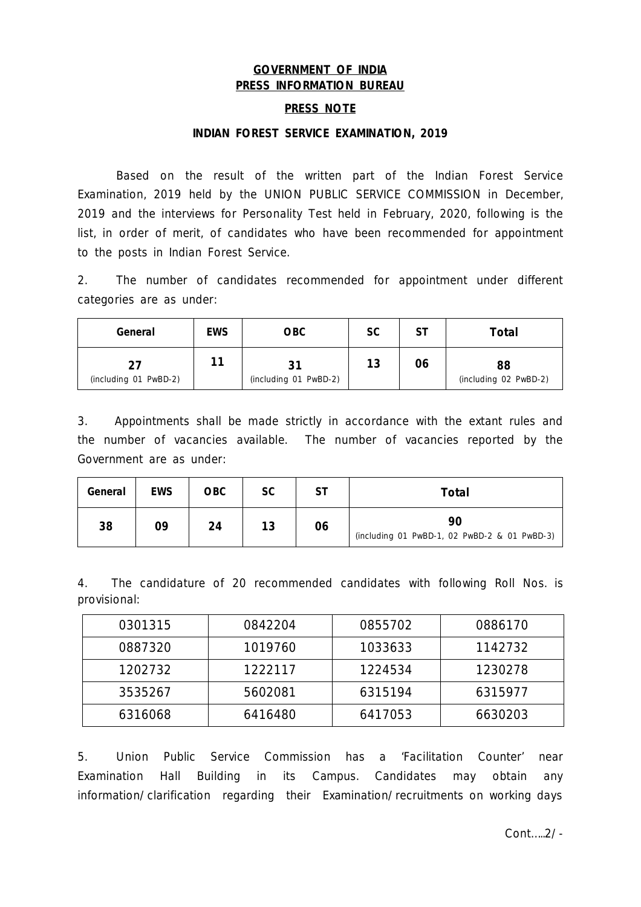**GOVERNMENT OF INDIA**
**PRESS INFORMATION BUREAU**

**PRESS NOTE**

**INDIAN FOREST SERVICE EXAMINATION, 2019**

Based on the result of the written part of the Indian Forest Service Examination, 2019 held by the UNION PUBLIC SERVICE COMMISSION in December, 2019 and the interviews for Personality Test held in February, 2020, following is the list, in order of merit, of candidates who have been recommended for appointment to the posts in Indian Forest Service.

2. The number of candidates recommended for appointment under different categories are as under:

| General | EWS | OBC | SC | ST | Total |
|---|---|---|---|---|---|
| **27** (including 01 PwBD-2) | **11** | **31** (including 01 PwBD-2) | **13** | **06** | **88** (including 02 PwBD-2) |

3. Appointments shall be made strictly in accordance with the extant rules and the number of vacancies available. The number of vacancies reported by the Government are as under:

| General | EWS | OBC | SC | ST | Total |
|---|---|---|---|---|---|
| **38** | **09** | **24** | **13** | **06** | **90** (including 01 PwBD-1, 02 PwBD-2 & 01 PwBD-3) |

4. The candidature of 20 recommended candidates with following Roll Nos. is provisional:

| | | | |
|---|---|---|---|
| 0301315 | 0842204 | 0855702 | 0886170 |
| 0887320 | 1019760 | 1033633 | 1142732 |
| 1202732 | 1222117 | 1224534 | 1230278 |
| 3535267 | 5602081 | 6315194 | 6315977 |
| 6316068 | 6416480 | 6417053 | 6630203 |

5. Union Public Service Commission has a 'Facilitation Counter' near Examination Hall Building in its Campus. Candidates may obtain any information/clarification regarding their Examination/recruitments on working days

Cont.....2/-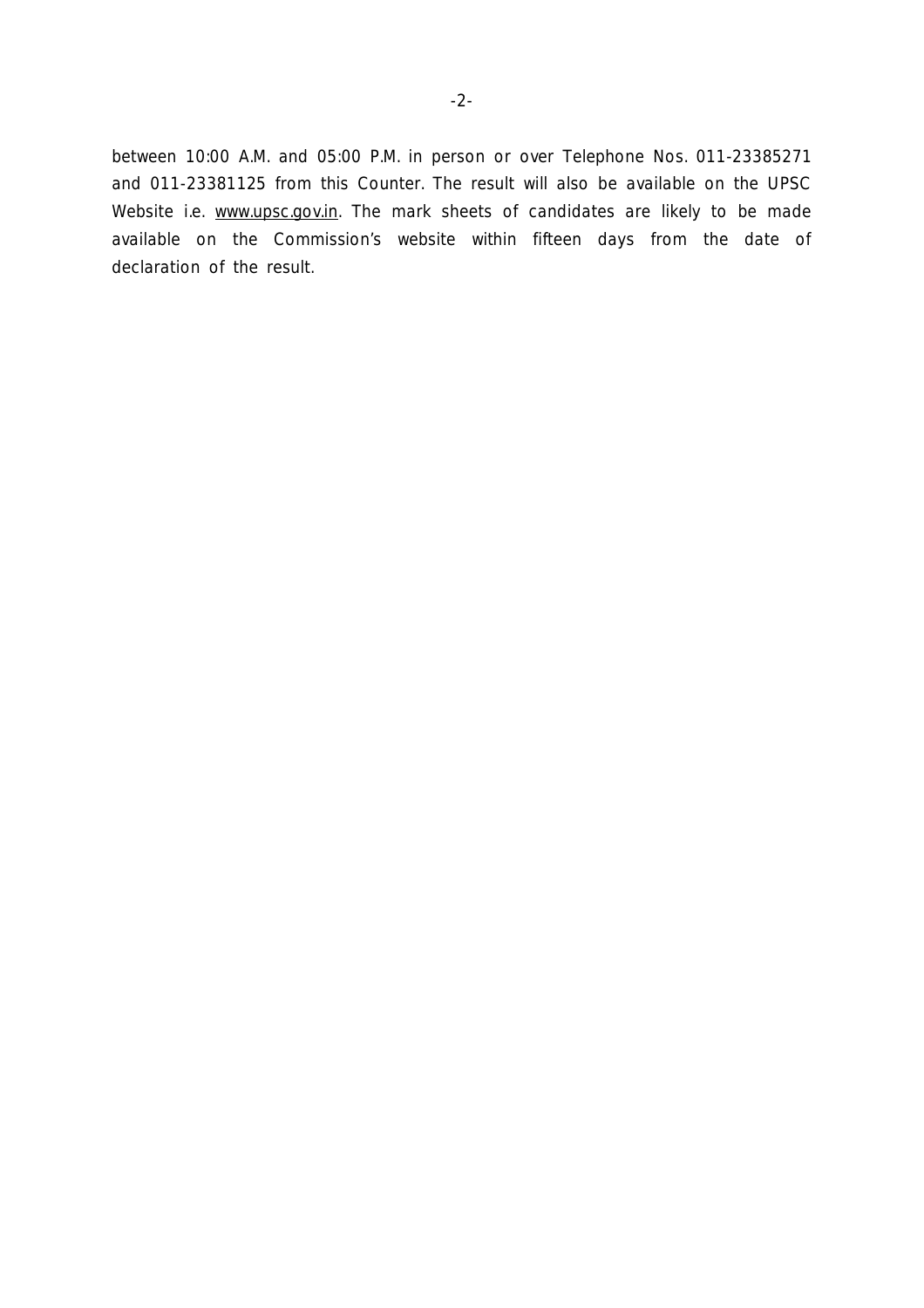between 10:00 A.M. and 05:00 P.M. in person or over Telephone Nos. 011-23385271 and 011-23381125 from this Counter. The result will also be available on the UPSC Website i.e. www.upsc.gov.in. The mark sheets of candidates are likely to be made available on the Commission's website within fifteen days from the date of declaration of the result.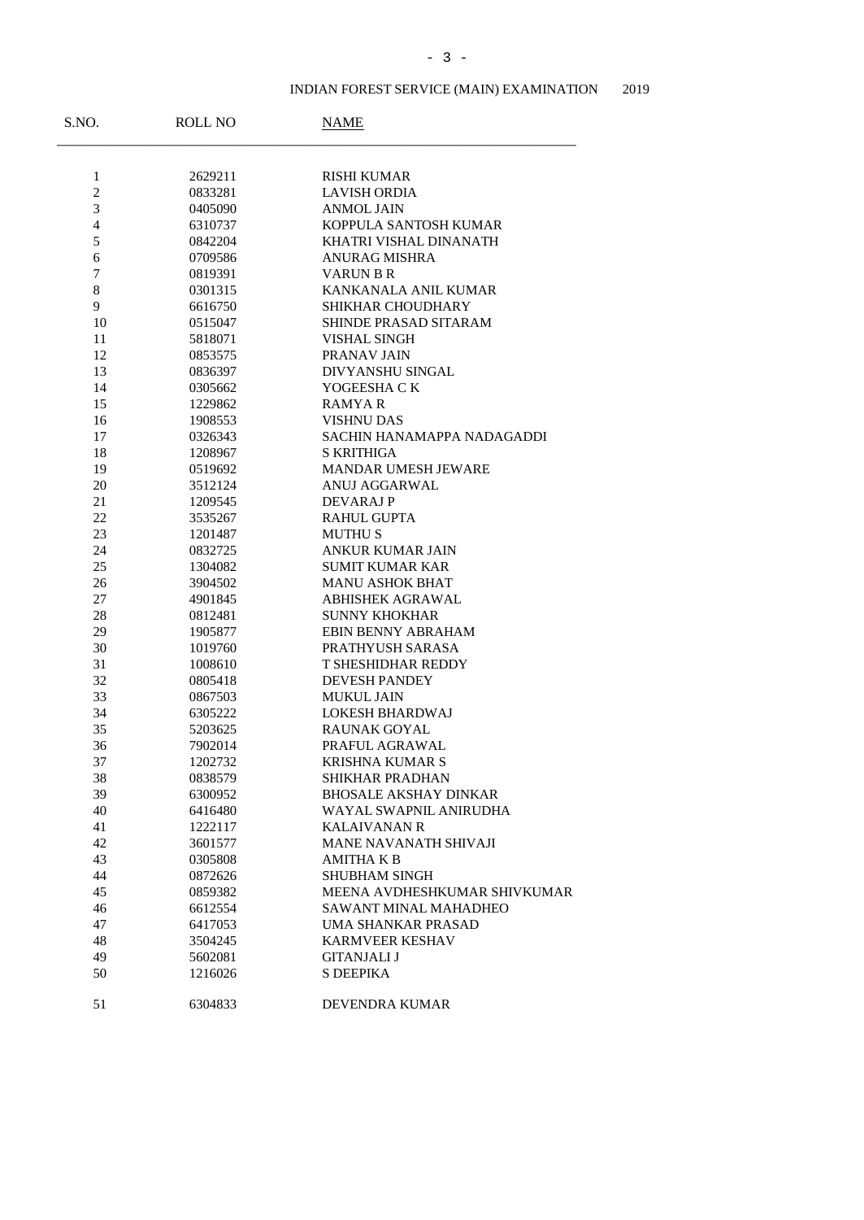INDIAN FOREST SERVICE (MAIN) EXAMINATION 2019

| S.NO. | ROLL NO | NAME |
|---|---|---|
| 1 | 2629211 | RISHI KUMAR |
| 2 | 0833281 | LAVISH ORDIA |
| 3 | 0405090 | ANMOL JAIN |
| 4 | 6310737 | KOPPULA SANTOSH KUMAR |
| 5 | 0842204 | KHATRI VISHAL DINANATH |
| 6 | 0709586 | ANURAG MISHRA |
| 7 | 0819391 | VARUN B R |
| 8 | 0301315 | KANKANALA ANIL KUMAR |
| 9 | 6616750 | SHIKHAR CHOUDHARY |
| 10 | 0515047 | SHINDE PRASAD SITARAM |
| 11 | 5818071 | VISHAL SINGH |
| 12 | 0853575 | PRANAV JAIN |
| 13 | 0836397 | DIVYANSHU SINGAL |
| 14 | 0305662 | YOGEESHA C K |
| 15 | 1229862 | RAMYA R |
| 16 | 1908553 | VISHNU DAS |
| 17 | 0326343 | SACHIN HANAMAPPA NADAGADDI |
| 18 | 1208967 | S KRITHIGA |
| 19 | 0519692 | MANDAR UMESH JEWARE |
| 20 | 3512124 | ANUJ AGGARWAL |
| 21 | 1209545 | DEVARAJ P |
| 22 | 3535267 | RAHUL GUPTA |
| 23 | 1201487 | MUTHU S |
| 24 | 0832725 | ANKUR KUMAR JAIN |
| 25 | 1304082 | SUMIT KUMAR KAR |
| 26 | 3904502 | MANU ASHOK BHAT |
| 27 | 4901845 | ABHISHEK AGRAWAL |
| 28 | 0812481 | SUNNY KHOKHAR |
| 29 | 1905877 | EBIN BENNY ABRAHAM |
| 30 | 1019760 | PRATHYUSH SARASA |
| 31 | 1008610 | T SHESHIDHAR REDDY |
| 32 | 0805418 | DEVESH PANDEY |
| 33 | 0867503 | MUKUL JAIN |
| 34 | 6305222 | LOKESH BHARDWAJ |
| 35 | 5203625 | RAUNAK GOYAL |
| 36 | 7902014 | PRAFUL AGRAWAL |
| 37 | 1202732 | KRISHNA KUMAR S |
| 38 | 0838579 | SHIKHAR PRADHAN |
| 39 | 6300952 | BHOSALE AKSHAY DINKAR |
| 40 | 6416480 | WAYAL SWAPNIL ANIRUDHA |
| 41 | 1222117 | KALAIVANAN R |
| 42 | 3601577 | MANE NAVANATH SHIVAJI |
| 43 | 0305808 | AMITHA K B |
| 44 | 0872626 | SHUBHAM SINGH |
| 45 | 0859382 | MEENA AVDHESHKUMAR SHIVKUMAR |
| 46 | 6612554 | SAWANT MINAL MAHADHEO |
| 47 | 6417053 | UMA SHANKAR PRASAD |
| 48 | 3504245 | KARMVEER KESHAV |
| 49 | 5602081 | GITANJALI J |
| 50 | 1216026 | S DEEPIKA |
| 51 | 6304833 | DEVENDRA KUMAR |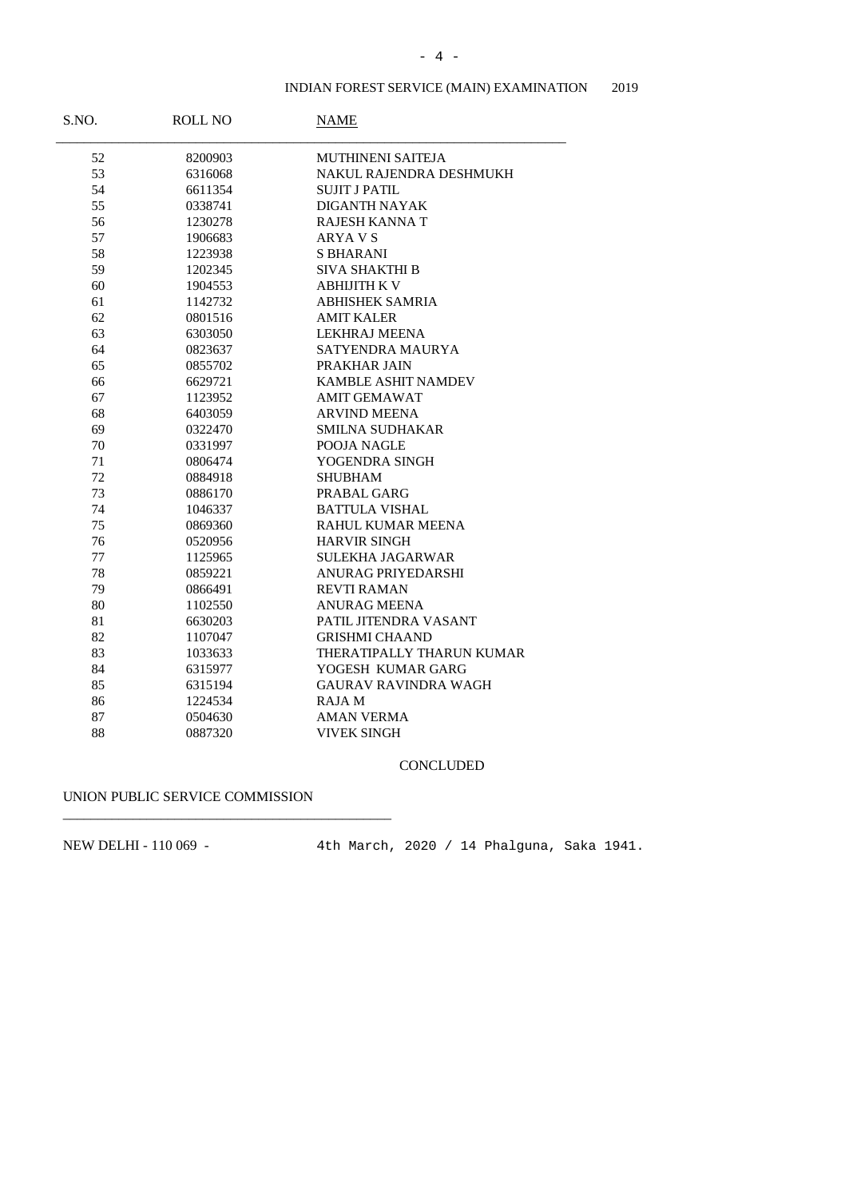INDIAN FOREST SERVICE (MAIN) EXAMINATION 2019

| S.NO. | ROLL NO | NAME |
|---|---|---|
| 52 | 8200903 | MUTHINENI SAITEJA |
| 53 | 6316068 | NAKUL RAJENDRA DESHMUKH |
| 54 | 6611354 | SUJIT J PATIL |
| 55 | 0338741 | DIGANTH NAYAK |
| 56 | 1230278 | RAJESH KANNA T |
| 57 | 1906683 | ARYA V S |
| 58 | 1223938 | S BHARANI |
| 59 | 1202345 | SIVA SHAKTHI B |
| 60 | 1904553 | ABHIJITH K V |
| 61 | 1142732 | ABHISHEK SAMRIA |
| 62 | 0801516 | AMIT KALER |
| 63 | 6303050 | LEKHRAJ MEENA |
| 64 | 0823637 | SATYENDRA MAURYA |
| 65 | 0855702 | PRAKHAR JAIN |
| 66 | 6629721 | KAMBLE ASHIT NAMDEV |
| 67 | 1123952 | AMIT GEMAWAT |
| 68 | 6403059 | ARVIND MEENA |
| 69 | 0322470 | SMILNA SUDHAKAR |
| 70 | 0331997 | POOJA NAGLE |
| 71 | 0806474 | YOGENDRA SINGH |
| 72 | 0884918 | SHUBHAM |
| 73 | 0886170 | PRABAL GARG |
| 74 | 1046337 | BATTULA VISHAL |
| 75 | 0869360 | RAHUL KUMAR MEENA |
| 76 | 0520956 | HARVIR SINGH |
| 77 | 1125965 | SULEKHA JAGARWAR |
| 78 | 0859221 | ANURAG PRIYEDARSHI |
| 79 | 0866491 | REVTI RAMAN |
| 80 | 1102550 | ANURAG MEENA |
| 81 | 6630203 | PATIL JITENDRA VASANT |
| 82 | 1107047 | GRISHMI CHAAND |
| 83 | 1033633 | THERATIPALLY THARUN KUMAR |
| 84 | 6315977 | YOGESH KUMAR GARG |
| 85 | 6315194 | GAURAV RAVINDRA WAGH |
| 86 | 1224534 | RAJA M |
| 87 | 0504630 | AMAN VERMA |
| 88 | 0887320 | VIVEK SINGH |

CONCLUDED

UNION PUBLIC SERVICE COMMISSION

NEW DELHI - 110 069 - 4th March, 2020 / 14 Phalguna, Saka 1941.